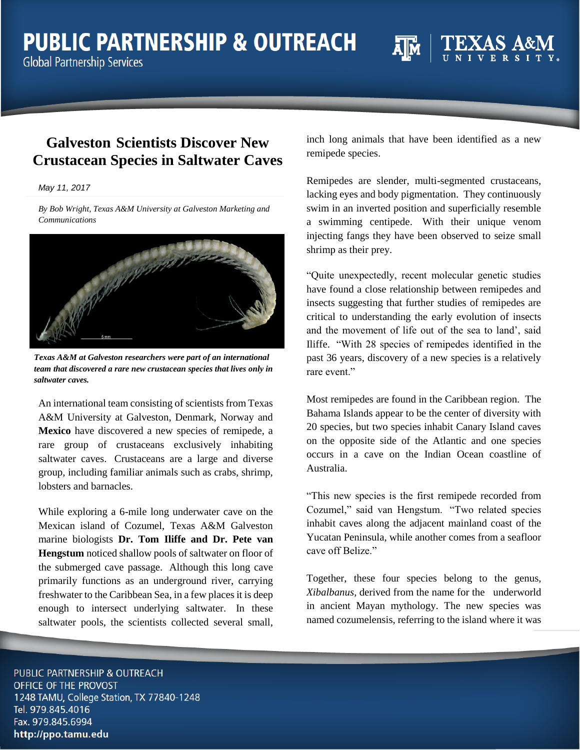# Galveston Scientists Discover New Crustacean Species in Saltwater Caves

*May 11, 2017*

*By Bob Wright, Texas A&M University at Galveston Marketing and Communications*

***Texas A&M at Galveston researchers were part of an international team that discovered a rare new crustacean species that lives only in saltwater caves.***

An international team consisting of scientists from Texas A&M University at Galveston, Denmark, Norway and **Mexico** have discovered a new species of remipede, a rare group of crustaceans exclusively inhabiting saltwater caves. Crustaceans are a large and diverse group, including familiar animals such as crabs, shrimp, lobsters and barnacles.

While exploring a 6-mile long underwater cave on the Mexican island of Cozumel, Texas A&M Galveston marine biologists **Dr. Tom Iliffe and Dr. Pete van Hengstum** noticed shallow pools of saltwater on floor of the submerged cave passage. Although this long cave primarily functions as an underground river, carrying freshwater to the Caribbean Sea, in a few places it is deep enough to intersect underlying saltwater. In these saltwater pools, the scientists collected several small, inch long animals that have been identified as a new remipede species.

Remipedes are slender, multi-segmented crustaceans, lacking eyes and body pigmentation. They continuously swim in an inverted position and superficially resemble a swimming centipede. With their unique venom injecting fangs they have been observed to seize small shrimp as their prey.

"Quite unexpectedly, recent molecular genetic studies have found a close relationship between remipedes and insects suggesting that further studies of remipedes are critical to understanding the early evolution of insects and the movement of life out of the sea to land', said Iliffe. "With 28 species of remipedes identified in the past 36 years, discovery of a new species is a relatively rare event."

Most remipedes are found in the Caribbean region. The Bahama Islands appear to be the center of diversity with 20 species, but two species inhabit Canary Island caves on the opposite side of the Atlantic and one species occurs in a cave on the Indian Ocean coastline of Australia.

"This new species is the first remipede recorded from Cozumel," said van Hengstum. "Two related species inhabit caves along the adjacent mainland coast of the Yucatan Peninsula, while another comes from a seafloor cave off Belize."

Together, these four species belong to the genus, *Xibalbanus*, derived from the name for the underworld in ancient Mayan mythology. The new species was named cozumelensis, referring to the island where it was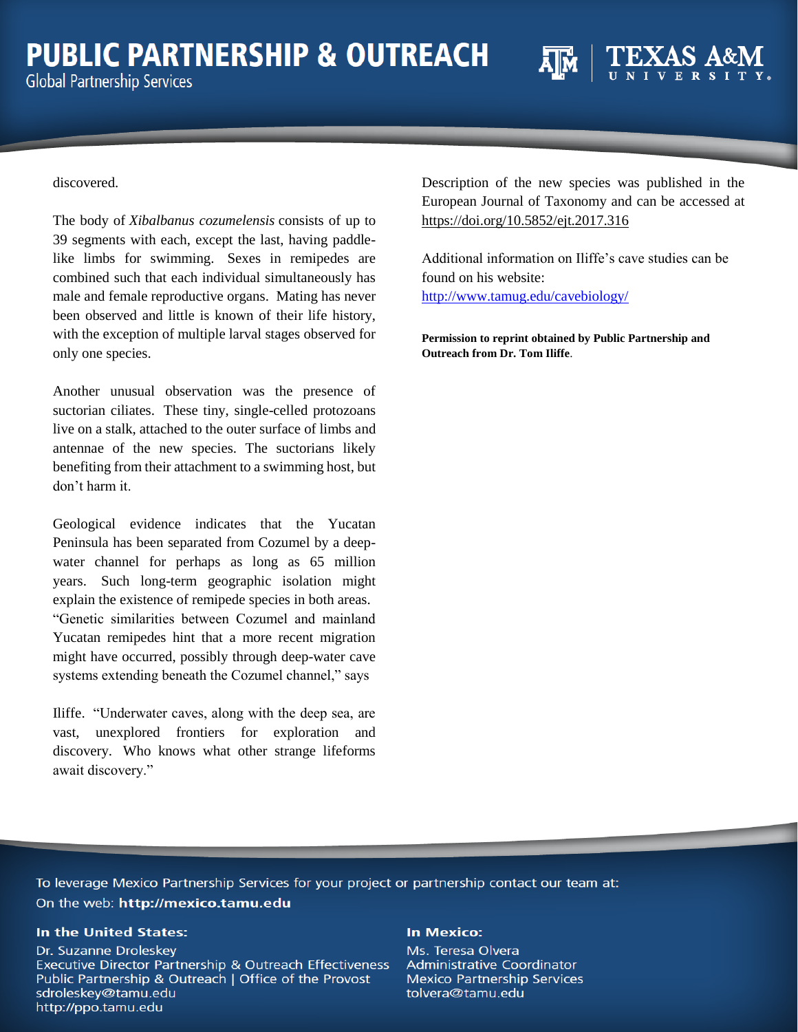discovered.

The body of *Xibalbanus cozumelensis* consists of up to 39 segments with each, except the last, having paddle-like limbs for swimming. Sexes in remipedes are combined such that each individual simultaneously has male and female reproductive organs. Mating has never been observed and little is known of their life history, with the exception of multiple larval stages observed for only one species.

Another unusual observation was the presence of suctorian ciliates. These tiny, single-celled protozoans live on a stalk, attached to the outer surface of limbs and antennae of the new species. The suctorians likely benefiting from their attachment to a swimming host, but don't harm it.

Geological evidence indicates that the Yucatan Peninsula has been separated from Cozumel by a deep-water channel for perhaps as long as 65 million years. Such long-term geographic isolation might explain the existence of remipede species in both areas. "Genetic similarities between Cozumel and mainland Yucatan remipedes hint that a more recent migration might have occurred, possibly through deep-water cave systems extending beneath the Cozumel channel," says Iliffe. "Underwater caves, along with the deep sea, are vast, unexplored frontiers for exploration and discovery. Who knows what other strange lifeforms await discovery."

Description of the new species was published in the European Journal of Taxonomy and can be accessed at https://doi.org/10.5852/ejt.2017.316

Additional information on Iliffe's cave studies can be found on his website: http://www.tamug.edu/cavebiology/

**Permission to reprint obtained by Public Partnership and Outreach from Dr. Tom Iliffe**.

To leverage Mexico Partnership Services for your project or partnership contact our team at:
On the web: **http://mexico.tamu.edu**

**In the United States:**
Dr. Suzanne Droleskey
Executive Director Partnership & Outreach Effectiveness
Public Partnership & Outreach | Office of the Provost
sdroleskey@tamu.edu
http://ppo.tamu.edu

**In Mexico:**
Ms. Teresa Olvera
Administrative Coordinator
Mexico Partnership Services
tolvera@tamu.edu